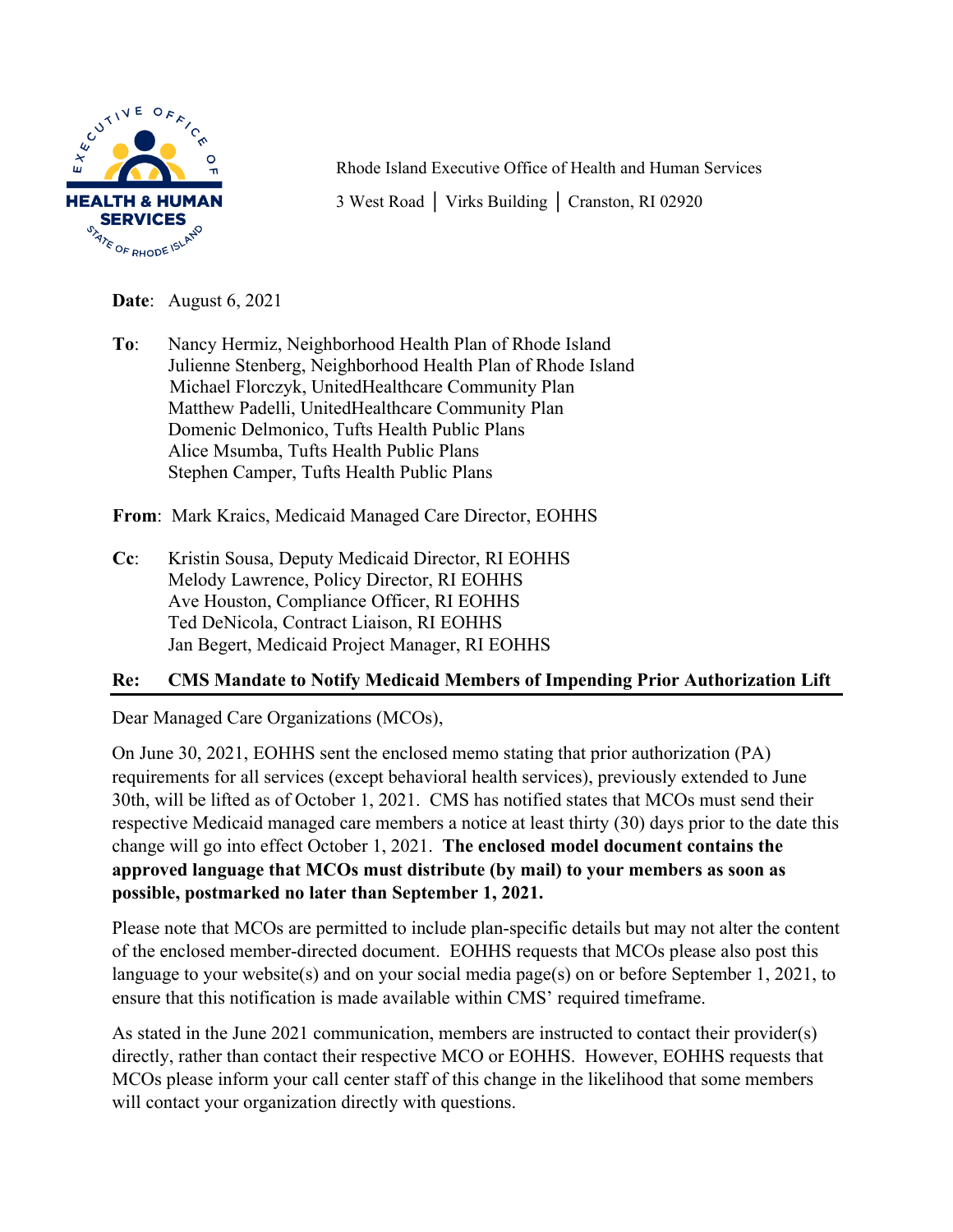Rhode Island Executive Office of Health and Human Services

3 West Road │ Virks Building │ Cranston, RI 02920

**Date**: August 6, 2021

**To**: Nancy Hermiz, Neighborhood Health Plan of Rhode Island
Julienne Stenberg, Neighborhood Health Plan of Rhode Island
Michael Florczyk, UnitedHealthcare Community Plan
Matthew Padelli, UnitedHealthcare Community Plan
Domenic Delmonico, Tufts Health Public Plans
Alice Msumba, Tufts Health Public Plans
Stephen Camper, Tufts Health Public Plans

**From**: Mark Kraics, Medicaid Managed Care Director, EOHHS

**Cc**: Kristin Sousa, Deputy Medicaid Director, RI EOHHS
Melody Lawrence, Policy Director, RI EOHHS
Ave Houston, Compliance Officer, RI EOHHS
Ted DeNicola, Contract Liaison, RI EOHHS
Jan Begert, Medicaid Project Manager, RI EOHHS

**Re: CMS Mandate to Notify Medicaid Members of Impending Prior Authorization Lift**

Dear Managed Care Organizations (MCOs),

On June 30, 2021, EOHHS sent the enclosed memo stating that prior authorization (PA) requirements for all services (except behavioral health services), previously extended to June 30th, will be lifted as of October 1, 2021. CMS has notified states that MCOs must send their respective Medicaid managed care members a notice at least thirty (30) days prior to the date this change will go into effect October 1, 2021. **The enclosed model document contains the approved language that MCOs must distribute (by mail) to your members as soon as possible, postmarked no later than September 1, 2021.**

Please note that MCOs are permitted to include plan-specific details but may not alter the content of the enclosed member-directed document. EOHHS requests that MCOs please also post this language to your website(s) and on your social media page(s) on or before September 1, 2021, to ensure that this notification is made available within CMS' required timeframe.

As stated in the June 2021 communication, members are instructed to contact their provider(s) directly, rather than contact their respective MCO or EOHHS. However, EOHHS requests that MCOs please inform your call center staff of this change in the likelihood that some members will contact your organization directly with questions.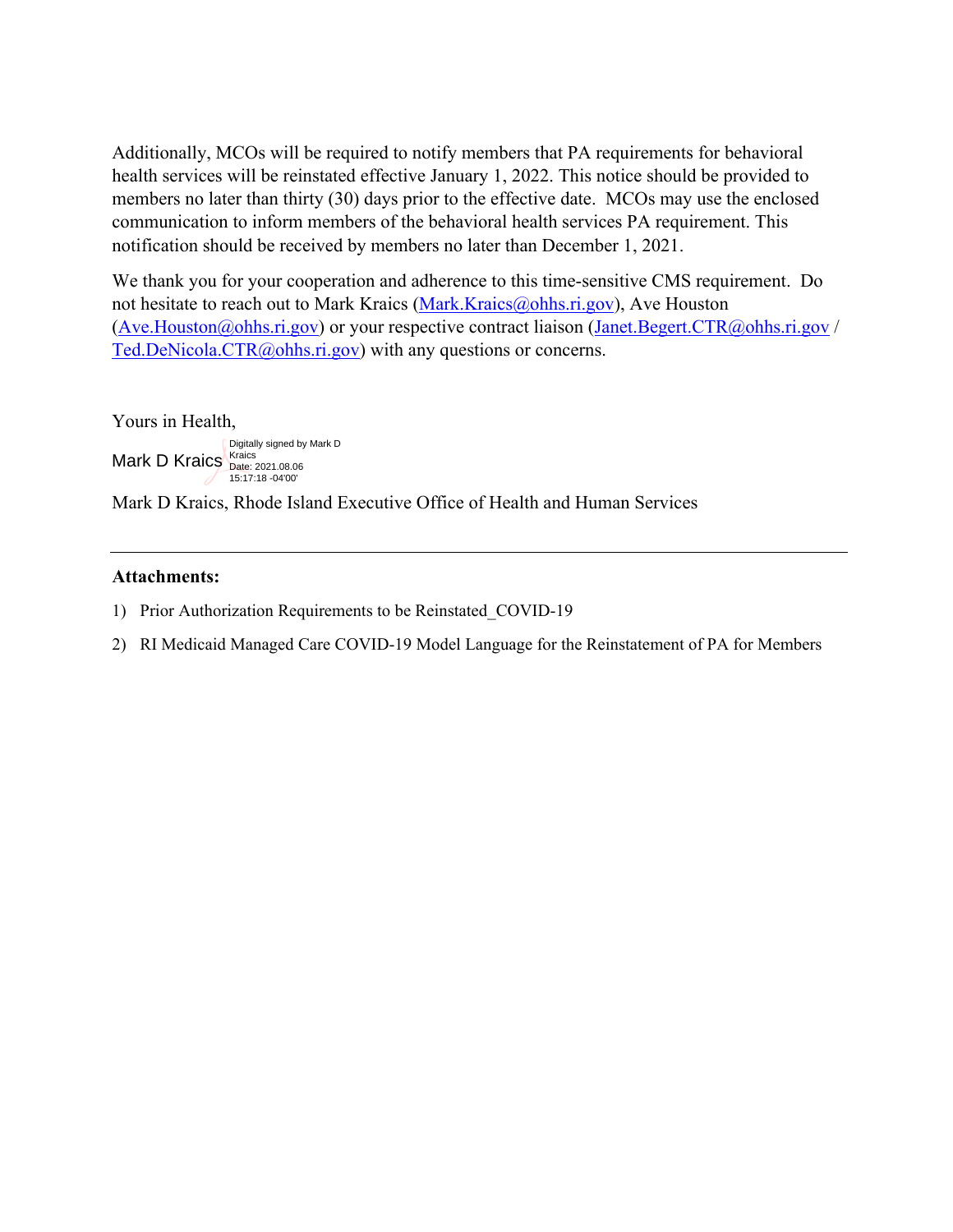Additionally, MCOs will be required to notify members that PA requirements for behavioral health services will be reinstated effective January 1, 2022. This notice should be provided to members no later than thirty (30) days prior to the effective date. MCOs may use the enclosed communication to inform members of the behavioral health services PA requirement. This notification should be received by members no later than December 1, 2021.

We thank you for your cooperation and adherence to this time-sensitive CMS requirement. Do not hesitate to reach out to Mark Kraics (Mark.Kraics@ohhs.ri.gov), Ave Houston (Ave.Houston@ohhs.ri.gov) or your respective contract liaison (Janet.Begert.CTR@ohhs.ri.gov / Ted.DeNicola.CTR@ohhs.ri.gov) with any questions or concerns.

Yours in Health,

Mark D Kraics Digitally signed by Mark D Kraics Date: 2021.08.06 15:17:18 -04'00'

Mark D Kraics, Rhode Island Executive Office of Health and Human Services

---

**Attachments:**

1) Prior Authorization Requirements to be Reinstated_COVID-19
2) RI Medicaid Managed Care COVID-19 Model Language for the Reinstatement of PA for Members